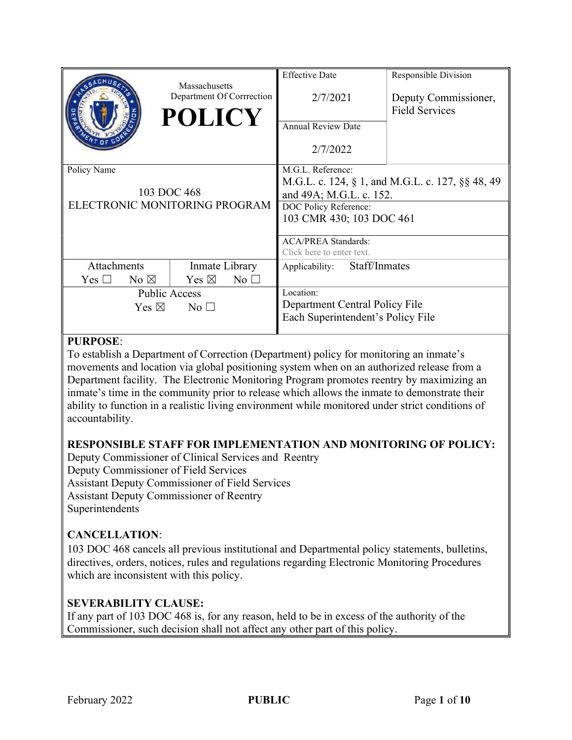| Massachusetts Department Of Corrrection **POLICY** | | Effective Date 2/7/2021 | Responsible Division Deputy Commissioner, Field Services |
| --- | --- | --- | --- |
| | | Annual Review Date 2/7/2022 | |
| Policy Name 103 DOC 468 ELECTRONIC MONITORING PROGRAM | | M.G.L. Reference: M.G.L. c. 124, § 1, and M.G.L. c. 127, §§ 48, 49 and 49A; M.G.L. c. 152. | |
| | | DOC Policy Reference: 103 CMR 430; 103 DOC 461 | |
| | | ACA/PREA Standards: Click here to enter text. | |
| Attachments Yes ☐ No ☒ | Inmate Library Yes ☒ No ☐ | Applicability: Staff/Inmates | |
| Public Access Yes ☒ No ☐ | | Location: Department Central Policy File Each Superintendent's Policy File | |

**PURPOSE**:
To establish a Department of Correction (Department) policy for monitoring an inmate's movements and location via global positioning system when on an authorized release from a Department facility. The Electronic Monitoring Program promotes reentry by maximizing an inmate's time in the community prior to release which allows the inmate to demonstrate their ability to function in a realistic living environment while monitored under strict conditions of accountability.

**RESPONSIBLE STAFF FOR IMPLEMENTATION AND MONITORING OF POLICY:**
Deputy Commissioner of Clinical Services and Reentry
Deputy Commissioner of Field Services
Assistant Deputy Commissioner of Field Services
Assistant Deputy Commissioner of Reentry
Superintendents

**CANCELLATION**:
103 DOC 468 cancels all previous institutional and Departmental policy statements, bulletins, directives, orders, notices, rules and regulations regarding Electronic Monitoring Procedures which are inconsistent with this policy.

**SEVERABILITY CLAUSE:**
If any part of 103 DOC 468 is, for any reason, held to be in excess of the authority of the Commissioner, such decision shall not affect any other part of this policy.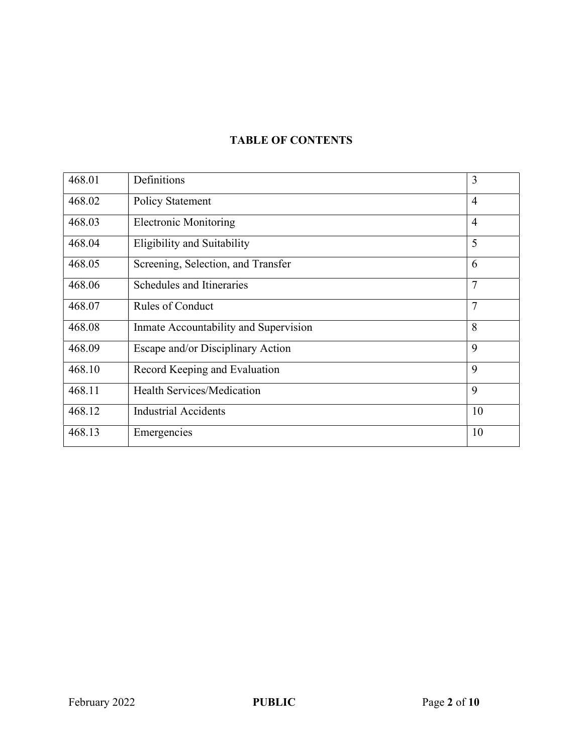## TABLE OF CONTENTS

| | | |
|---|---|---|
| 468.01 | Definitions | 3 |
| 468.02 | Policy Statement | 4 |
| 468.03 | Electronic Monitoring | 4 |
| 468.04 | Eligibility and Suitability | 5 |
| 468.05 | Screening, Selection, and Transfer | 6 |
| 468.06 | Schedules and Itineraries | 7 |
| 468.07 | Rules of Conduct | 7 |
| 468.08 | Inmate Accountability and Supervision | 8 |
| 468.09 | Escape and/or Disciplinary Action | 9 |
| 468.10 | Record Keeping and Evaluation | 9 |
| 468.11 | Health Services/Medication | 9 |
| 468.12 | Industrial Accidents | 10 |
| 468.13 | Emergencies | 10 |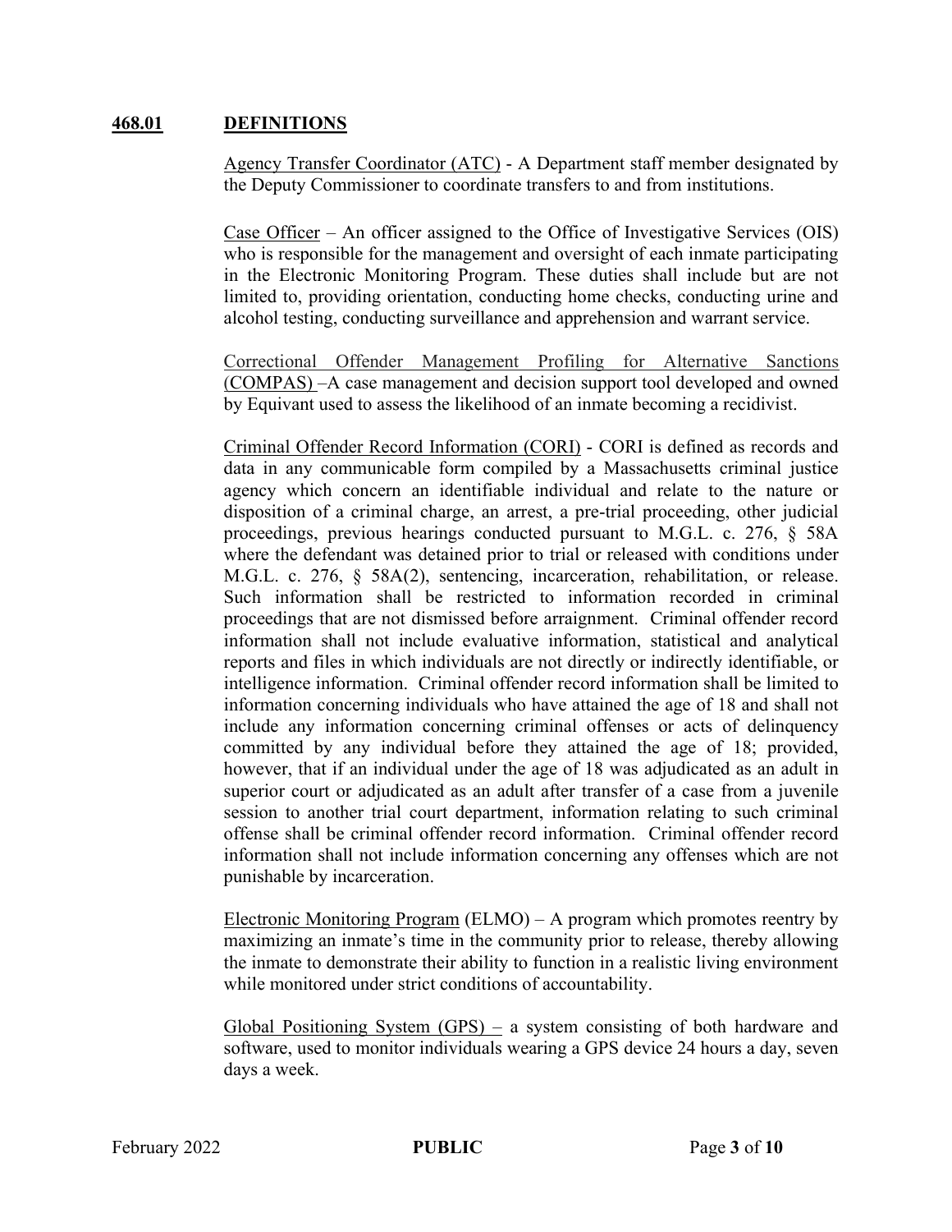## 468.01 DEFINITIONS

Agency Transfer Coordinator (ATC) - A Department staff member designated by the Deputy Commissioner to coordinate transfers to and from institutions.

Case Officer – An officer assigned to the Office of Investigative Services (OIS) who is responsible for the management and oversight of each inmate participating in the Electronic Monitoring Program. These duties shall include but are not limited to, providing orientation, conducting home checks, conducting urine and alcohol testing, conducting surveillance and apprehension and warrant service.

Correctional Offender Management Profiling for Alternative Sanctions (COMPAS) –A case management and decision support tool developed and owned by Equivant used to assess the likelihood of an inmate becoming a recidivist.

Criminal Offender Record Information (CORI) - CORI is defined as records and data in any communicable form compiled by a Massachusetts criminal justice agency which concern an identifiable individual and relate to the nature or disposition of a criminal charge, an arrest, a pre-trial proceeding, other judicial proceedings, previous hearings conducted pursuant to M.G.L. c. 276, § 58A where the defendant was detained prior to trial or released with conditions under M.G.L. c. 276, § 58A(2), sentencing, incarceration, rehabilitation, or release. Such information shall be restricted to information recorded in criminal proceedings that are not dismissed before arraignment. Criminal offender record information shall not include evaluative information, statistical and analytical reports and files in which individuals are not directly or indirectly identifiable, or intelligence information. Criminal offender record information shall be limited to information concerning individuals who have attained the age of 18 and shall not include any information concerning criminal offenses or acts of delinquency committed by any individual before they attained the age of 18; provided, however, that if an individual under the age of 18 was adjudicated as an adult in superior court or adjudicated as an adult after transfer of a case from a juvenile session to another trial court department, information relating to such criminal offense shall be criminal offender record information. Criminal offender record information shall not include information concerning any offenses which are not punishable by incarceration.

Electronic Monitoring Program (ELMO) – A program which promotes reentry by maximizing an inmate's time in the community prior to release, thereby allowing the inmate to demonstrate their ability to function in a realistic living environment while monitored under strict conditions of accountability.

Global Positioning System (GPS) – a system consisting of both hardware and software, used to monitor individuals wearing a GPS device 24 hours a day, seven days a week.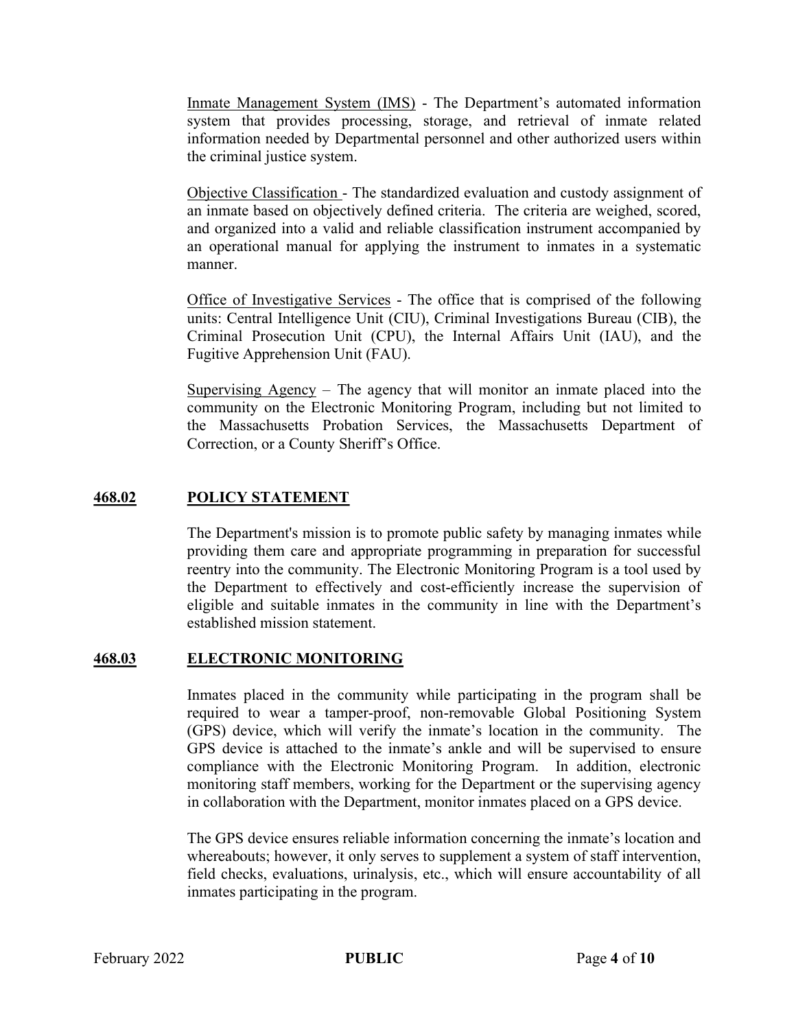Inmate Management System (IMS) - The Department's automated information system that provides processing, storage, and retrieval of inmate related information needed by Departmental personnel and other authorized users within the criminal justice system.

Objective Classification - The standardized evaluation and custody assignment of an inmate based on objectively defined criteria. The criteria are weighed, scored, and organized into a valid and reliable classification instrument accompanied by an operational manual for applying the instrument to inmates in a systematic manner.

Office of Investigative Services - The office that is comprised of the following units: Central Intelligence Unit (CIU), Criminal Investigations Bureau (CIB), the Criminal Prosecution Unit (CPU), the Internal Affairs Unit (IAU), and the Fugitive Apprehension Unit (FAU).

Supervising Agency – The agency that will monitor an inmate placed into the community on the Electronic Monitoring Program, including but not limited to the Massachusetts Probation Services, the Massachusetts Department of Correction, or a County Sheriff's Office.

## 468.02 POLICY STATEMENT

The Department's mission is to promote public safety by managing inmates while providing them care and appropriate programming in preparation for successful reentry into the community. The Electronic Monitoring Program is a tool used by the Department to effectively and cost-efficiently increase the supervision of eligible and suitable inmates in the community in line with the Department's established mission statement.

## 468.03 ELECTRONIC MONITORING

Inmates placed in the community while participating in the program shall be required to wear a tamper-proof, non-removable Global Positioning System (GPS) device, which will verify the inmate's location in the community. The GPS device is attached to the inmate's ankle and will be supervised to ensure compliance with the Electronic Monitoring Program. In addition, electronic monitoring staff members, working for the Department or the supervising agency in collaboration with the Department, monitor inmates placed on a GPS device.

The GPS device ensures reliable information concerning the inmate's location and whereabouts; however, it only serves to supplement a system of staff intervention, field checks, evaluations, urinalysis, etc., which will ensure accountability of all inmates participating in the program.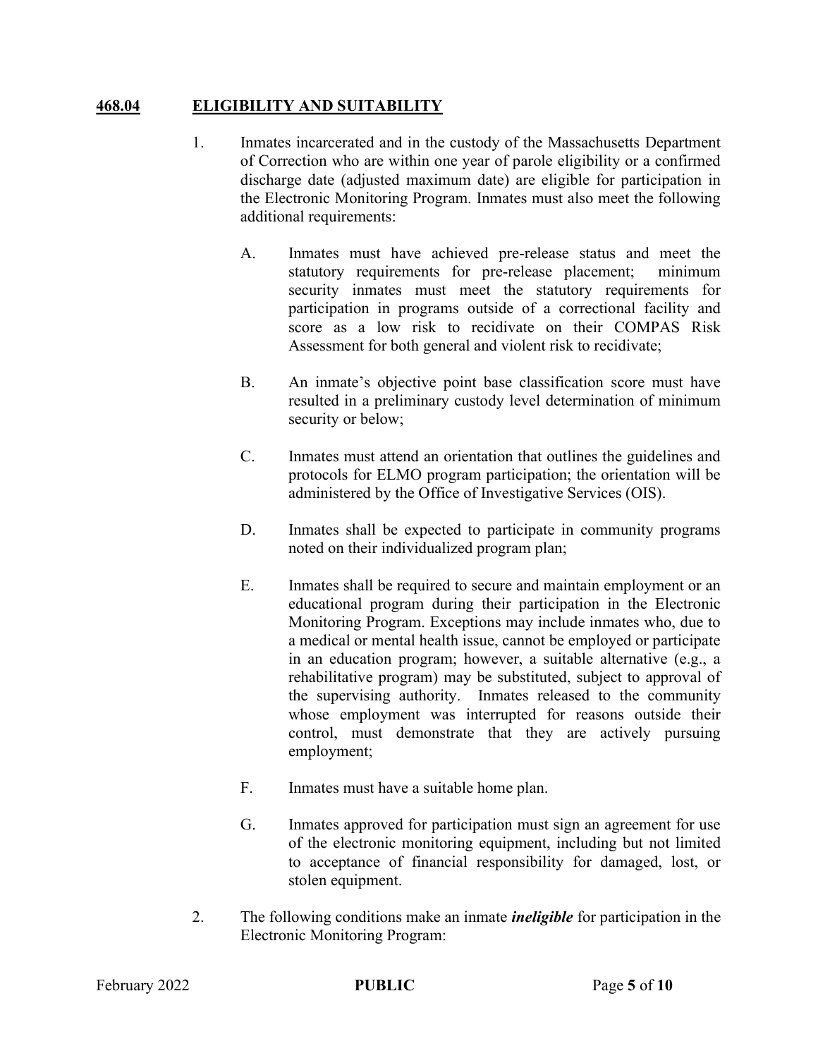## 468.04 ELIGIBILITY AND SUITABILITY

1. Inmates incarcerated and in the custody of the Massachusetts Department of Correction who are within one year of parole eligibility or a confirmed discharge date (adjusted maximum date) are eligible for participation in the Electronic Monitoring Program. Inmates must also meet the following additional requirements:

   A. Inmates must have achieved pre-release status and meet the statutory requirements for pre-release placement; minimum security inmates must meet the statutory requirements for participation in programs outside of a correctional facility and score as a low risk to recidivate on their COMPAS Risk Assessment for both general and violent risk to recidivate;

   B. An inmate's objective point base classification score must have resulted in a preliminary custody level determination of minimum security or below;

   C. Inmates must attend an orientation that outlines the guidelines and protocols for ELMO program participation; the orientation will be administered by the Office of Investigative Services (OIS).

   D. Inmates shall be expected to participate in community programs noted on their individualized program plan;

   E. Inmates shall be required to secure and maintain employment or an educational program during their participation in the Electronic Monitoring Program. Exceptions may include inmates who, due to a medical or mental health issue, cannot be employed or participate in an education program; however, a suitable alternative (e.g., a rehabilitative program) may be substituted, subject to approval of the supervising authority. Inmates released to the community whose employment was interrupted for reasons outside their control, must demonstrate that they are actively pursuing employment;

   F. Inmates must have a suitable home plan.

   G. Inmates approved for participation must sign an agreement for use of the electronic monitoring equipment, including but not limited to acceptance of financial responsibility for damaged, lost, or stolen equipment.

2. The following conditions make an inmate ***ineligible*** for participation in the Electronic Monitoring Program: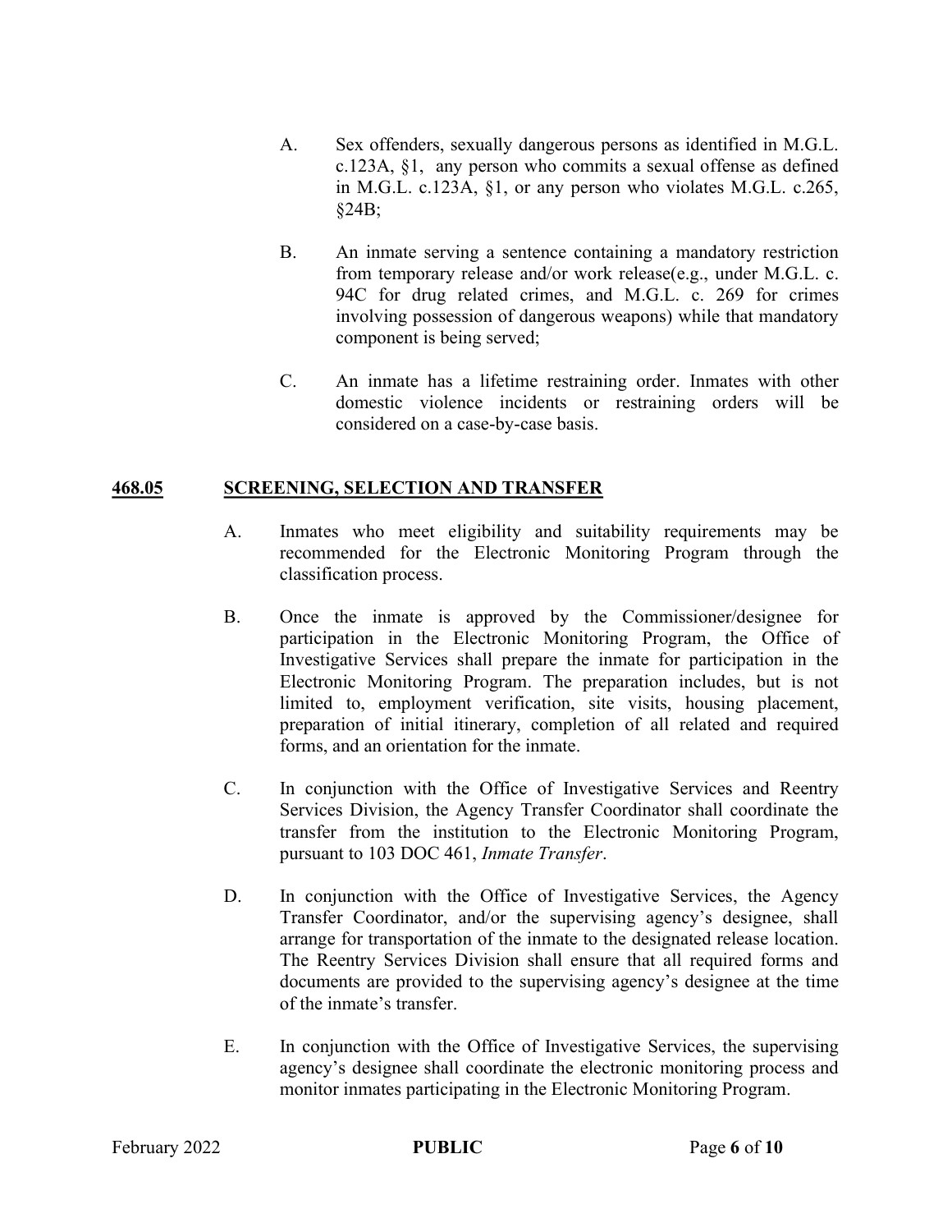A. Sex offenders, sexually dangerous persons as identified in M.G.L. c.123A, §1, any person who commits a sexual offense as defined in M.G.L. c.123A, §1, or any person who violates M.G.L. c.265, §24B;

B. An inmate serving a sentence containing a mandatory restriction from temporary release and/or work release(e.g., under M.G.L. c. 94C for drug related crimes, and M.G.L. c. 269 for crimes involving possession of dangerous weapons) while that mandatory component is being served;

C. An inmate has a lifetime restraining order. Inmates with other domestic violence incidents or restraining orders will be considered on a case-by-case basis.

## 468.05 SCREENING, SELECTION AND TRANSFER

A. Inmates who meet eligibility and suitability requirements may be recommended for the Electronic Monitoring Program through the classification process.

B. Once the inmate is approved by the Commissioner/designee for participation in the Electronic Monitoring Program, the Office of Investigative Services shall prepare the inmate for participation in the Electronic Monitoring Program. The preparation includes, but is not limited to, employment verification, site visits, housing placement, preparation of initial itinerary, completion of all related and required forms, and an orientation for the inmate.

C. In conjunction with the Office of Investigative Services and Reentry Services Division, the Agency Transfer Coordinator shall coordinate the transfer from the institution to the Electronic Monitoring Program, pursuant to 103 DOC 461, *Inmate Transfer*.

D. In conjunction with the Office of Investigative Services, the Agency Transfer Coordinator, and/or the supervising agency's designee, shall arrange for transportation of the inmate to the designated release location. The Reentry Services Division shall ensure that all required forms and documents are provided to the supervising agency's designee at the time of the inmate's transfer.

E. In conjunction with the Office of Investigative Services, the supervising agency's designee shall coordinate the electronic monitoring process and monitor inmates participating in the Electronic Monitoring Program.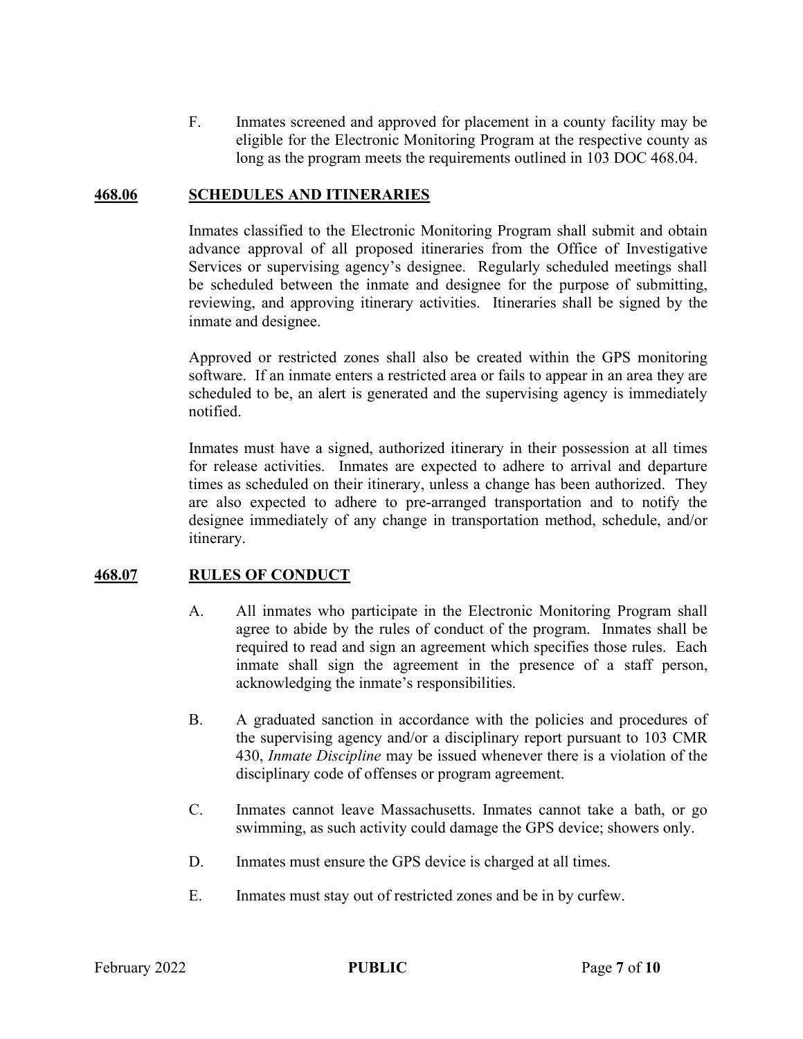F. Inmates screened and approved for placement in a county facility may be eligible for the Electronic Monitoring Program at the respective county as long as the program meets the requirements outlined in 103 DOC 468.04.

## 468.06 SCHEDULES AND ITINERARIES

Inmates classified to the Electronic Monitoring Program shall submit and obtain advance approval of all proposed itineraries from the Office of Investigative Services or supervising agency's designee. Regularly scheduled meetings shall be scheduled between the inmate and designee for the purpose of submitting, reviewing, and approving itinerary activities. Itineraries shall be signed by the inmate and designee.

Approved or restricted zones shall also be created within the GPS monitoring software. If an inmate enters a restricted area or fails to appear in an area they are scheduled to be, an alert is generated and the supervising agency is immediately notified.

Inmates must have a signed, authorized itinerary in their possession at all times for release activities. Inmates are expected to adhere to arrival and departure times as scheduled on their itinerary, unless a change has been authorized. They are also expected to adhere to pre-arranged transportation and to notify the designee immediately of any change in transportation method, schedule, and/or itinerary.

## 468.07 RULES OF CONDUCT

A. All inmates who participate in the Electronic Monitoring Program shall agree to abide by the rules of conduct of the program. Inmates shall be required to read and sign an agreement which specifies those rules. Each inmate shall sign the agreement in the presence of a staff person, acknowledging the inmate's responsibilities.

B. A graduated sanction in accordance with the policies and procedures of the supervising agency and/or a disciplinary report pursuant to 103 CMR 430, *Inmate Discipline* may be issued whenever there is a violation of the disciplinary code of offenses or program agreement.

C. Inmates cannot leave Massachusetts. Inmates cannot take a bath, or go swimming, as such activity could damage the GPS device; showers only.

D. Inmates must ensure the GPS device is charged at all times.

E. Inmates must stay out of restricted zones and be in by curfew.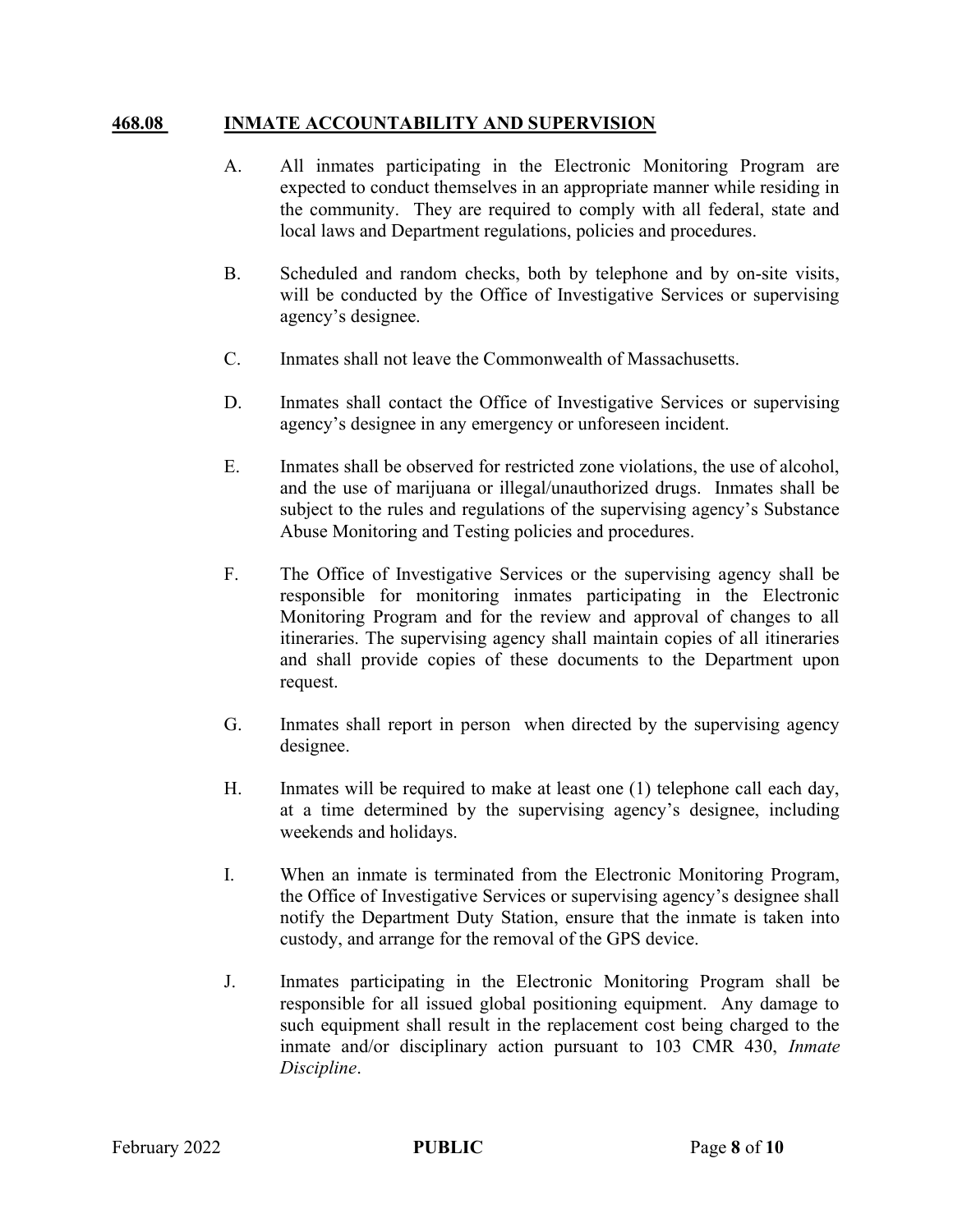## 468.08 INMATE ACCOUNTABILITY AND SUPERVISION

A. All inmates participating in the Electronic Monitoring Program are expected to conduct themselves in an appropriate manner while residing in the community. They are required to comply with all federal, state and local laws and Department regulations, policies and procedures.

B. Scheduled and random checks, both by telephone and by on-site visits, will be conducted by the Office of Investigative Services or supervising agency's designee.

C. Inmates shall not leave the Commonwealth of Massachusetts.

D. Inmates shall contact the Office of Investigative Services or supervising agency's designee in any emergency or unforeseen incident.

E. Inmates shall be observed for restricted zone violations, the use of alcohol, and the use of marijuana or illegal/unauthorized drugs. Inmates shall be subject to the rules and regulations of the supervising agency's Substance Abuse Monitoring and Testing policies and procedures.

F. The Office of Investigative Services or the supervising agency shall be responsible for monitoring inmates participating in the Electronic Monitoring Program and for the review and approval of changes to all itineraries. The supervising agency shall maintain copies of all itineraries and shall provide copies of these documents to the Department upon request.

G. Inmates shall report in person when directed by the supervising agency designee.

H. Inmates will be required to make at least one (1) telephone call each day, at a time determined by the supervising agency's designee, including weekends and holidays.

I. When an inmate is terminated from the Electronic Monitoring Program, the Office of Investigative Services or supervising agency's designee shall notify the Department Duty Station, ensure that the inmate is taken into custody, and arrange for the removal of the GPS device.

J. Inmates participating in the Electronic Monitoring Program shall be responsible for all issued global positioning equipment. Any damage to such equipment shall result in the replacement cost being charged to the inmate and/or disciplinary action pursuant to 103 CMR 430, *Inmate Discipline*.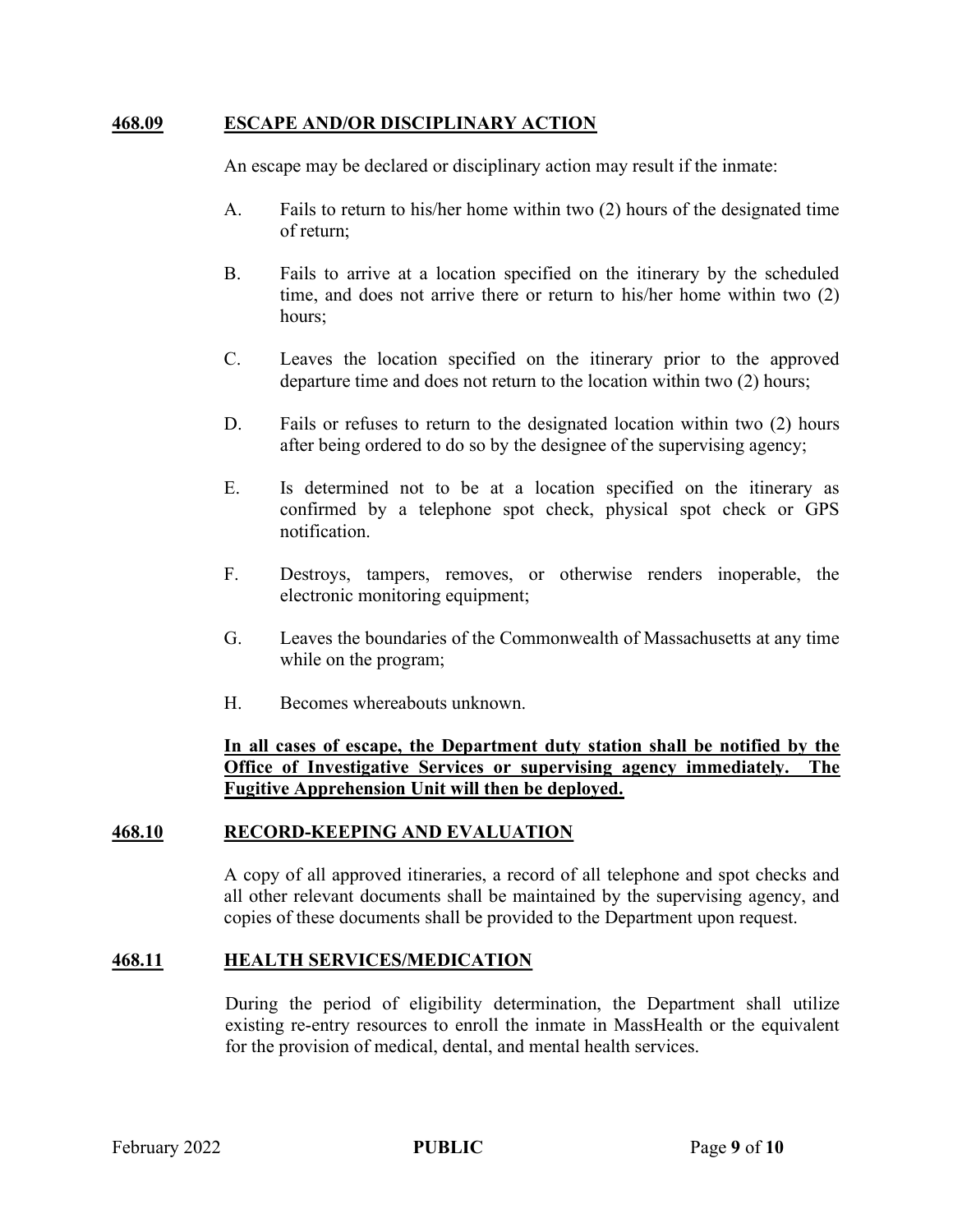## **468.09 ESCAPE AND/OR DISCIPLINARY ACTION**

An escape may be declared or disciplinary action may result if the inmate:

A. Fails to return to his/her home within two (2) hours of the designated time of return;

B. Fails to arrive at a location specified on the itinerary by the scheduled time, and does not arrive there or return to his/her home within two (2) hours;

C. Leaves the location specified on the itinerary prior to the approved departure time and does not return to the location within two (2) hours;

D. Fails or refuses to return to the designated location within two (2) hours after being ordered to do so by the designee of the supervising agency;

E. Is determined not to be at a location specified on the itinerary as confirmed by a telephone spot check, physical spot check or GPS notification.

F. Destroys, tampers, removes, or otherwise renders inoperable, the electronic monitoring equipment;

G. Leaves the boundaries of the Commonwealth of Massachusetts at any time while on the program;

H. Becomes whereabouts unknown.

**In all cases of escape, the Department duty station shall be notified by the Office of Investigative Services or supervising agency immediately. The Fugitive Apprehension Unit will then be deployed.**

## **468.10 RECORD-KEEPING AND EVALUATION**

A copy of all approved itineraries, a record of all telephone and spot checks and all other relevant documents shall be maintained by the supervising agency, and copies of these documents shall be provided to the Department upon request.

## **468.11 HEALTH SERVICES/MEDICATION**

During the period of eligibility determination, the Department shall utilize existing re-entry resources to enroll the inmate in MassHealth or the equivalent for the provision of medical, dental, and mental health services.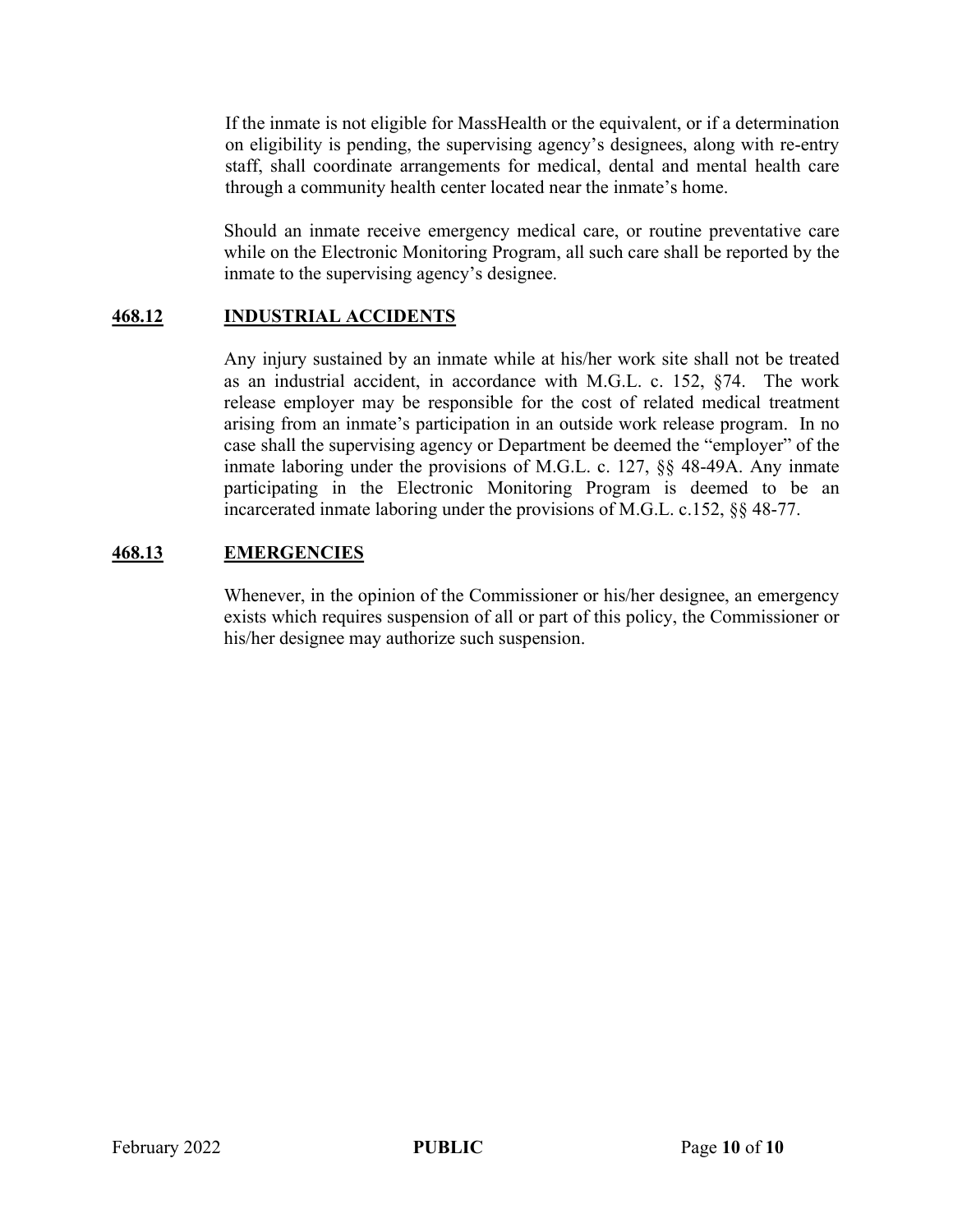If the inmate is not eligible for MassHealth or the equivalent, or if a determination on eligibility is pending, the supervising agency's designees, along with re-entry staff, shall coordinate arrangements for medical, dental and mental health care through a community health center located near the inmate's home.

Should an inmate receive emergency medical care, or routine preventative care while on the Electronic Monitoring Program, all such care shall be reported by the inmate to the supervising agency's designee.

## 468.12 INDUSTRIAL ACCIDENTS

Any injury sustained by an inmate while at his/her work site shall not be treated as an industrial accident, in accordance with M.G.L. c. 152, §74. The work release employer may be responsible for the cost of related medical treatment arising from an inmate's participation in an outside work release program. In no case shall the supervising agency or Department be deemed the "employer" of the inmate laboring under the provisions of M.G.L. c. 127, §§ 48-49A. Any inmate participating in the Electronic Monitoring Program is deemed to be an incarcerated inmate laboring under the provisions of M.G.L. c.152, §§ 48-77.

## 468.13 EMERGENCIES

Whenever, in the opinion of the Commissioner or his/her designee, an emergency exists which requires suspension of all or part of this policy, the Commissioner or his/her designee may authorize such suspension.